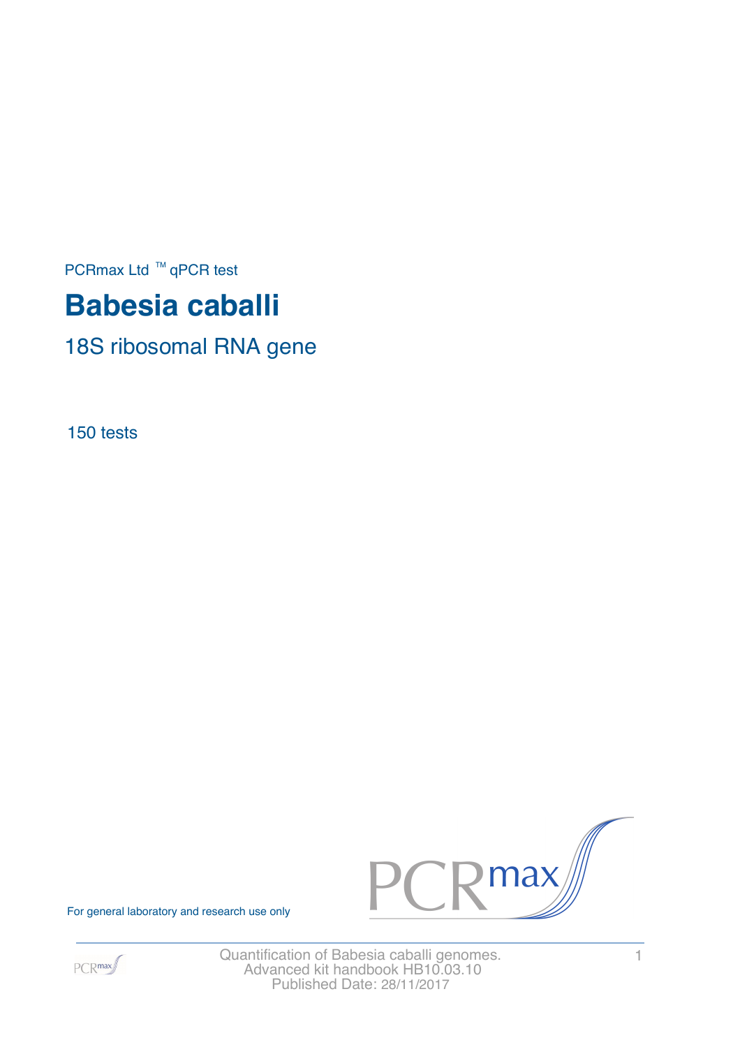PCRmax Ltd ™ qPCR test

# Babesia caballi

## 18S ribosomal RNA gene

150 tests

For general laboratory and research use only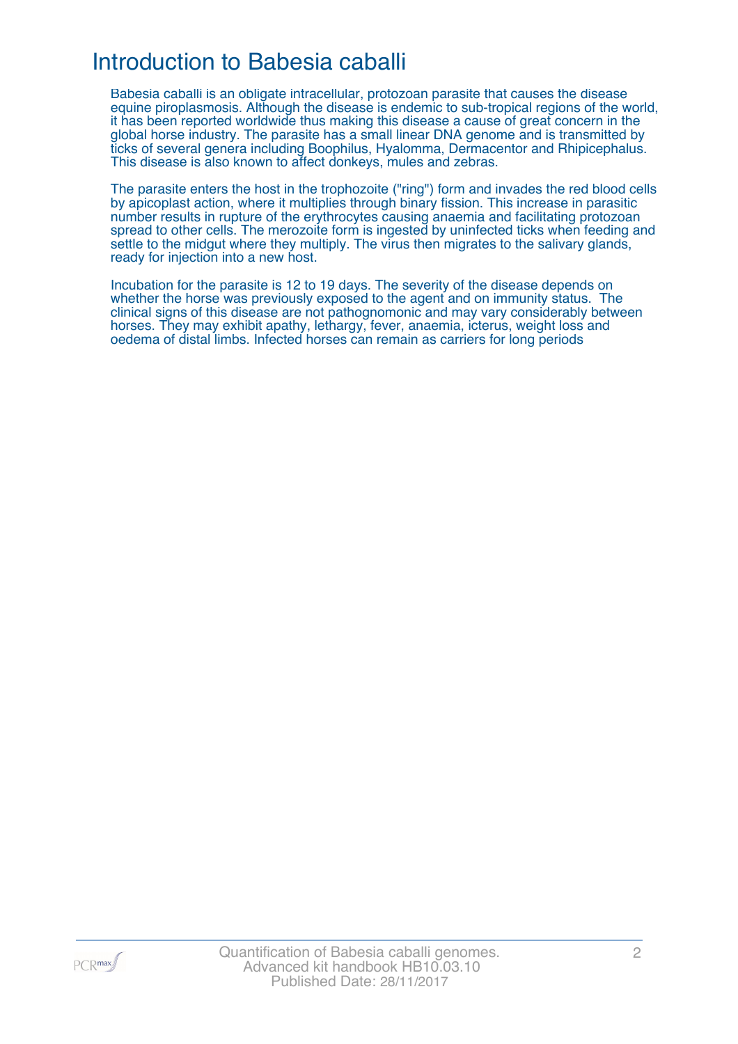# Introduction to Babesia caballi

Babesia caballi is an obligate intracellular, protozoan parasite that causes the disease equine piroplasmosis. Although the disease is endemic to sub-tropical regions of the world, it has been reported worldwide thus making this disease a cause of great concern in the global horse industry. The parasite has a small linear DNA genome and is transmitted by ticks of several genera including Boophilus, Hyalomma, Dermacentor and Rhipicephalus. This disease is also known to affect donkeys, mules and zebras.

The parasite enters the host in the trophozoite ("ring") form and invades the red blood cells by apicoplast action, where it multiplies through binary fission. This increase in parasitic number results in rupture of the erythrocytes causing anaemia and facilitating protozoan spread to other cells. The merozoite form is ingested by uninfected ticks when feeding and settle to the midgut where they multiply. The virus then migrates to the salivary glands, ready for injection into a new host.

Incubation for the parasite is 12 to 19 days. The severity of the disease depends on whether the horse was previously exposed to the agent and on immunity status. The clinical signs of this disease are not pathognomonic and may vary considerably between horses. They may exhibit apathy, lethargy, fever, anaemia, icterus, weight loss and oedema of distal limbs. Infected horses can remain as carriers for long periods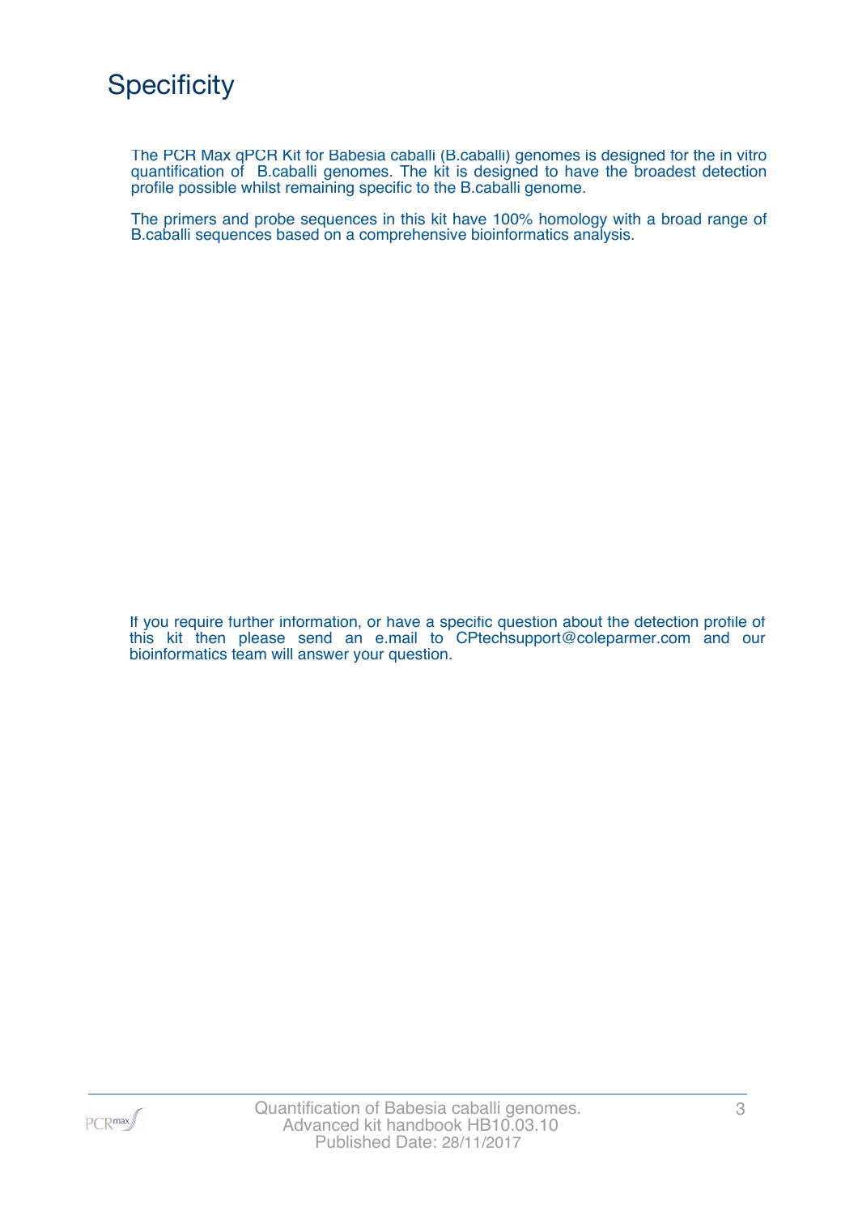# Specificity

The PCR Max qPCR Kit for Babesia caballi (B.caballi) genomes is designed for the in vitro quantification of B.caballi genomes. The kit is designed to have the broadest detection profile possible whilst remaining specific to the B.caballi genome.

The primers and probe sequences in this kit have 100% homology with a broad range of B.caballi sequences based on a comprehensive bioinformatics analysis.

If you require further information, or have a specific question about the detection profile of this kit then please send an e.mail to CPtechsupport@coleparmer.com and our bioinformatics team will answer your question.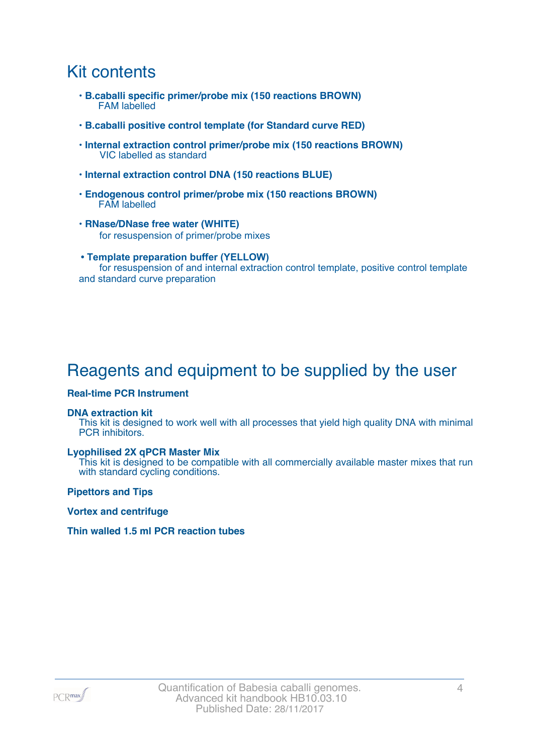## Kit contents

- **B.caballi specific primer/probe mix (150 reactions BROWN)**
  FAM labelled
- **B.caballi positive control template (for Standard curve RED)**
- **Internal extraction control primer/probe mix (150 reactions BROWN)**
  VIC labelled as standard
- **Internal extraction control DNA (150 reactions BLUE)**
- **Endogenous control primer/probe mix (150 reactions BROWN)**
  FAM labelled
- **RNase/DNase free water (WHITE)**
  for resuspension of primer/probe mixes
- **Template preparation buffer (YELLOW)**
  for resuspension of and internal extraction control template, positive control template and standard curve preparation

## Reagents and equipment to be supplied by the user

**Real-time PCR Instrument**

**DNA extraction kit**
This kit is designed to work well with all processes that yield high quality DNA with minimal PCR inhibitors.

**Lyophilised 2X qPCR Master Mix**
This kit is designed to be compatible with all commercially available master mixes that run with standard cycling conditions.

**Pipettors and Tips**

**Vortex and centrifuge**

**Thin walled 1.5 ml PCR reaction tubes**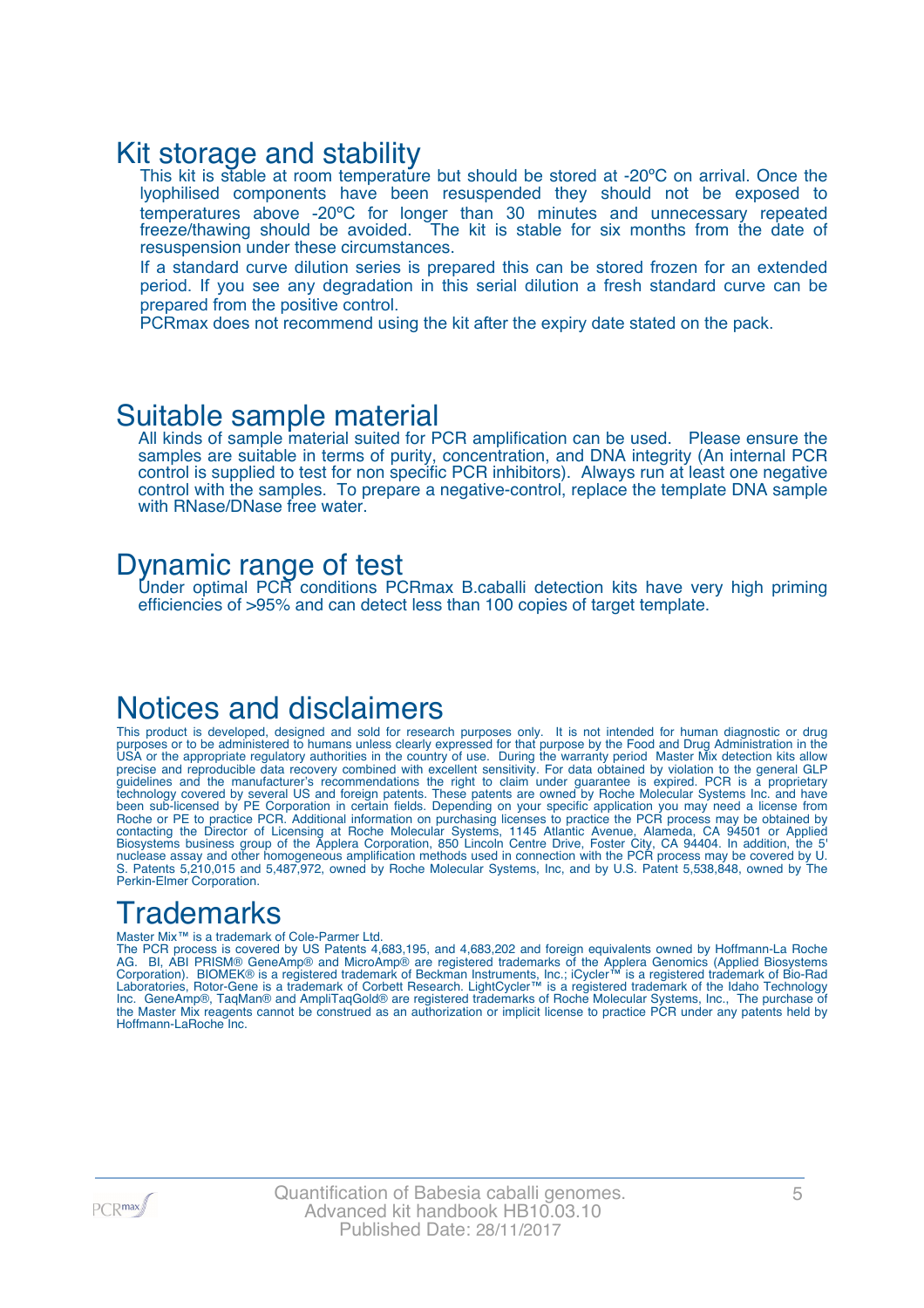# Kit storage and stability

This kit is stable at room temperature but should be stored at -20ºC on arrival. Once the lyophilised components have been resuspended they should not be exposed to temperatures above -20ºC for longer than 30 minutes and unnecessary repeated freeze/thawing should be avoided. The kit is stable for six months from the date of resuspension under these circumstances.

If a standard curve dilution series is prepared this can be stored frozen for an extended period. If you see any degradation in this serial dilution a fresh standard curve can be prepared from the positive control.

PCRmax does not recommend using the kit after the expiry date stated on the pack.

# Suitable sample material

All kinds of sample material suited for PCR amplification can be used. Please ensure the samples are suitable in terms of purity, concentration, and DNA integrity (An internal PCR control is supplied to test for non specific PCR inhibitors). Always run at least one negative control with the samples. To prepare a negative-control, replace the template DNA sample with RNase/DNase free water.

# Dynamic range of test

Under optimal PCR conditions PCRmax B.caballi detection kits have very high priming efficiencies of >95% and can detect less than 100 copies of target template.

# Notices and disclaimers

This product is developed, designed and sold for research purposes only. It is not intended for human diagnostic or drug purposes or to be administered to humans unless clearly expressed for that purpose by the Food and Drug Administration in the USA or the appropriate regulatory authorities in the country of use. During the warranty period Master Mix detection kits allow precise and reproducible data recovery combined with excellent sensitivity. For data obtained by violation to the general GLP guidelines and the manufacturer's recommendations the right to claim under guarantee is expired. PCR is a proprietary technology covered by several US and foreign patents. These patents are owned by Roche Molecular Systems Inc. and have been sub-licensed by PE Corporation in certain fields. Depending on your specific application you may need a license from Roche or PE to practice PCR. Additional information on purchasing licenses to practice the PCR process may be obtained by contacting the Director of Licensing at Roche Molecular Systems, 1145 Atlantic Avenue, Alameda, CA 94501 or Applied Biosystems business group of the Applera Corporation, 850 Lincoln Centre Drive, Foster City, CA 94404. In addition, the 5' nuclease assay and other homogeneous amplification methods used in connection with the PCR process may be covered by U. S. Patents 5,210,015 and 5,487,972, owned by Roche Molecular Systems, Inc, and by U.S. Patent 5,538,848, owned by The Perkin-Elmer Corporation.

# Trademarks

Master Mix™ is a trademark of Cole-Parmer Ltd.
The PCR process is covered by US Patents 4,683,195, and 4,683,202 and foreign equivalents owned by Hoffmann-La Roche AG. BI, ABI PRISM® GeneAmp® and MicroAmp® are registered trademarks of the Applera Genomics (Applied Biosystems Corporation). BIOMEK® is a registered trademark of Beckman Instruments, Inc.; iCycler™ is a registered trademark of Bio-Rad Laboratories, Rotor-Gene is a trademark of Corbett Research. LightCycler™ is a registered trademark of the Idaho Technology Inc. GeneAmp®, TaqMan® and AmpliTaqGold® are registered trademarks of Roche Molecular Systems, Inc., The purchase of the Master Mix reagents cannot be construed as an authorization or implicit license to practice PCR under any patents held by Hoffmann-LaRoche Inc.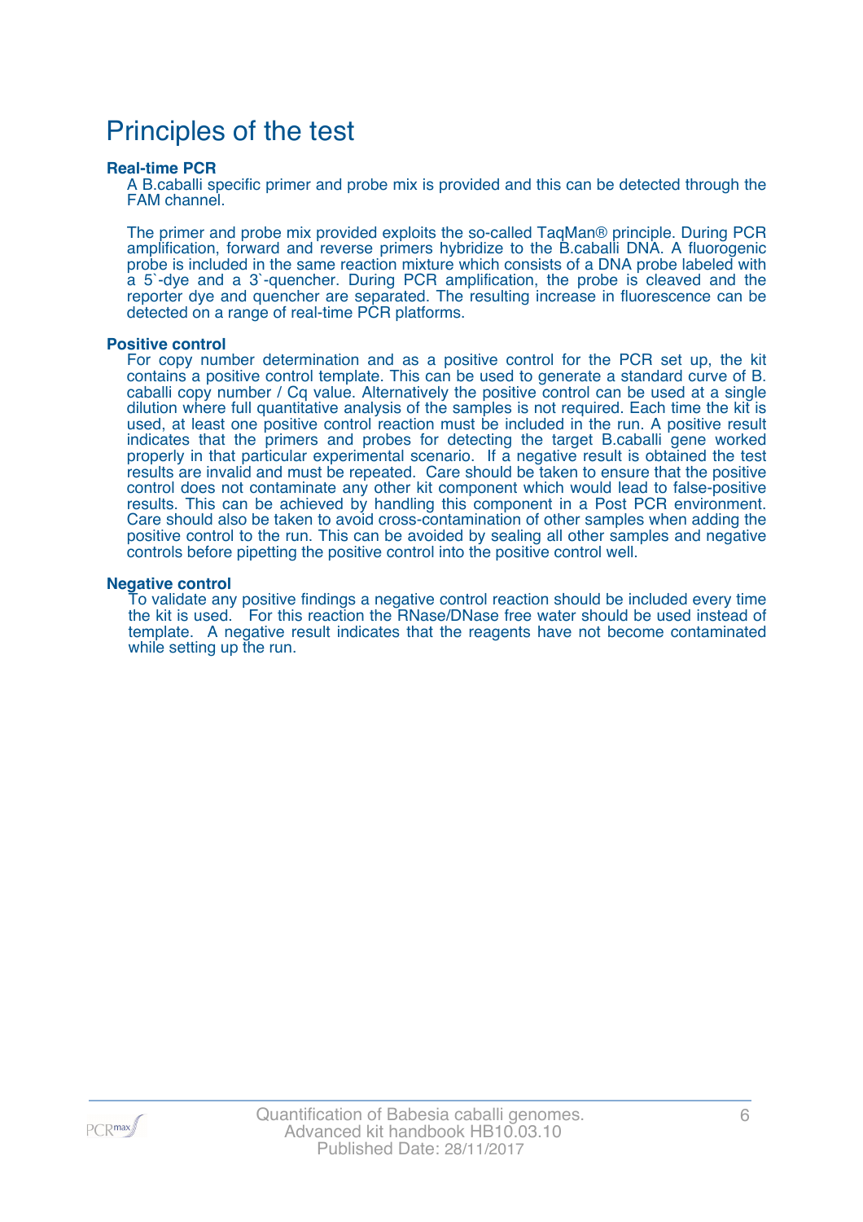# Principles of the test

### Real-time PCR

A B.caballi specific primer and probe mix is provided and this can be detected through the FAM channel.

The primer and probe mix provided exploits the so-called TaqMan® principle. During PCR amplification, forward and reverse primers hybridize to the B.caballi DNA. A fluorogenic probe is included in the same reaction mixture which consists of a DNA probe labeled with a 5`-dye and a 3`-quencher. During PCR amplification, the probe is cleaved and the reporter dye and quencher are separated. The resulting increase in fluorescence can be detected on a range of real-time PCR platforms.

### Positive control

For copy number determination and as a positive control for the PCR set up, the kit contains a positive control template. This can be used to generate a standard curve of B. caballi copy number / Cq value. Alternatively the positive control can be used at a single dilution where full quantitative analysis of the samples is not required. Each time the kit is used, at least one positive control reaction must be included in the run. A positive result indicates that the primers and probes for detecting the target B.caballi gene worked properly in that particular experimental scenario. If a negative result is obtained the test results are invalid and must be repeated. Care should be taken to ensure that the positive control does not contaminate any other kit component which would lead to false-positive results. This can be achieved by handling this component in a Post PCR environment. Care should also be taken to avoid cross-contamination of other samples when adding the positive control to the run. This can be avoided by sealing all other samples and negative controls before pipetting the positive control into the positive control well.

### Negative control

To validate any positive findings a negative control reaction should be included every time the kit is used. For this reaction the RNase/DNase free water should be used instead of template. A negative result indicates that the reagents have not become contaminated while setting up the run.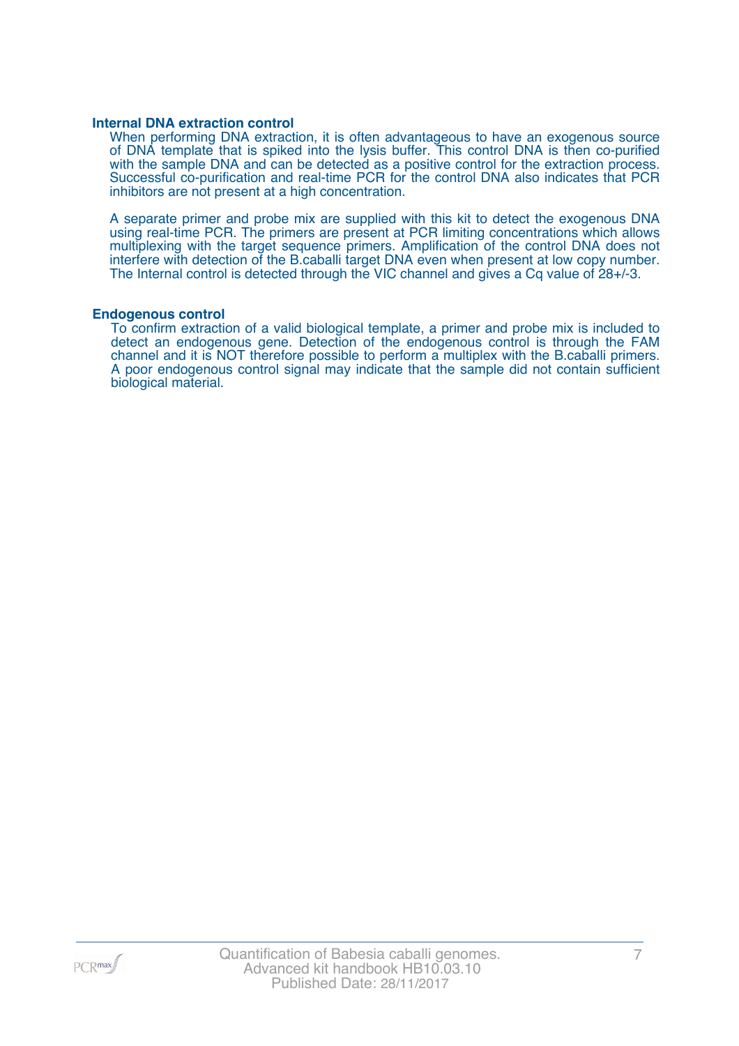### Internal DNA extraction control

When performing DNA extraction, it is often advantageous to have an exogenous source of DNA template that is spiked into the lysis buffer. This control DNA is then co-purified with the sample DNA and can be detected as a positive control for the extraction process. Successful co-purification and real-time PCR for the control DNA also indicates that PCR inhibitors are not present at a high concentration.

A separate primer and probe mix are supplied with this kit to detect the exogenous DNA using real-time PCR. The primers are present at PCR limiting concentrations which allows multiplexing with the target sequence primers. Amplification of the control DNA does not interfere with detection of the B.caballi target DNA even when present at low copy number. The Internal control is detected through the VIC channel and gives a Cq value of 28+/-3.

### Endogenous control

To confirm extraction of a valid biological template, a primer and probe mix is included to detect an endogenous gene. Detection of the endogenous control is through the FAM channel and it is NOT therefore possible to perform a multiplex with the B.caballi primers. A poor endogenous control signal may indicate that the sample did not contain sufficient biological material.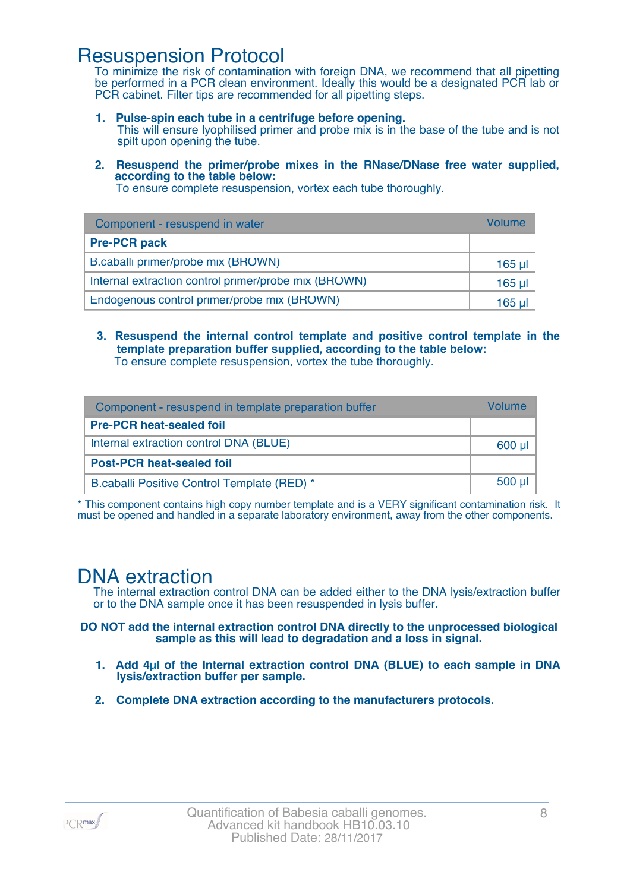# Resuspension Protocol

To minimize the risk of contamination with foreign DNA, we recommend that all pipetting be performed in a PCR clean environment. Ideally this would be a designated PCR lab or PCR cabinet. Filter tips are recommended for all pipetting steps.

1. **Pulse-spin each tube in a centrifuge before opening.**
   This will ensure lyophilised primer and probe mix is in the base of the tube and is not spilt upon opening the tube.

2. **Resuspend the primer/probe mixes in the RNase/DNase free water supplied, according to the table below:**
   To ensure complete resuspension, vortex each tube thoroughly.

| Component - resuspend in water | Volume |
|---|---|
| **Pre-PCR pack** | |
| B.caballi primer/probe mix (BROWN) | 165 µl |
| Internal extraction control primer/probe mix (BROWN) | 165 µl |
| Endogenous control primer/probe mix (BROWN) | 165 µl |

3. **Resuspend the internal control template and positive control template in the template preparation buffer supplied, according to the table below:**
   To ensure complete resuspension, vortex the tube thoroughly.

| Component - resuspend in template preparation buffer | Volume |
|---|---|
| **Pre-PCR heat-sealed foil** | |
| Internal extraction control DNA (BLUE) | 600 µl |
| **Post-PCR heat-sealed foil** | |
| B.caballi Positive Control Template (RED) * | 500 µl |

* This component contains high copy number template and is a VERY significant contamination risk. It must be opened and handled in a separate laboratory environment, away from the other components.

# DNA extraction

The internal extraction control DNA can be added either to the DNA lysis/extraction buffer or to the DNA sample once it has been resuspended in lysis buffer.

**DO NOT add the internal extraction control DNA directly to the unprocessed biological sample as this will lead to degradation and a loss in signal.**

1. **Add 4µl of the Internal extraction control DNA (BLUE) to each sample in DNA lysis/extraction buffer per sample.**

2. **Complete DNA extraction according to the manufacturers protocols.**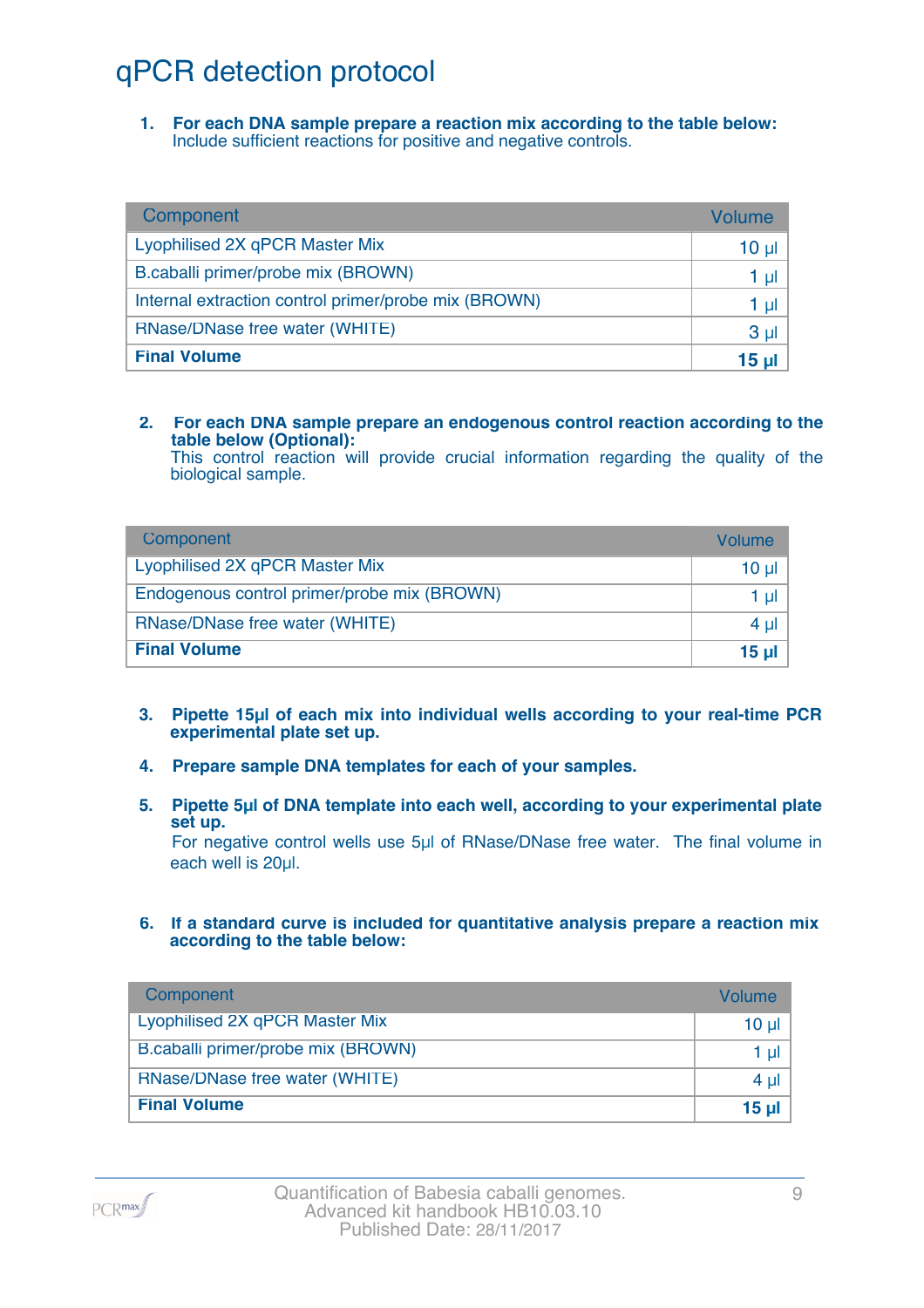# qPCR detection protocol

1. **For each DNA sample prepare a reaction mix according to the table below:**
   Include sufficient reactions for positive and negative controls.

| Component | Volume |
|---|---|
| Lyophilised 2X qPCR Master Mix | 10 µl |
| B.caballi primer/probe mix (BROWN) | 1 µl |
| Internal extraction control primer/probe mix (BROWN) | 1 µl |
| RNase/DNase free water (WHITE) | 3 µl |
| **Final Volume** | **15 µl** |

2. **For each DNA sample prepare an endogenous control reaction according to the table below (Optional):**
   This control reaction will provide crucial information regarding the quality of the biological sample.

| Component | Volume |
|---|---|
| Lyophilised 2X qPCR Master Mix | 10 µl |
| Endogenous control primer/probe mix (BROWN) | 1 µl |
| RNase/DNase free water (WHITE) | 4 µl |
| **Final Volume** | **15 µl** |

3. **Pipette 15µl of each mix into individual wells according to your real-time PCR experimental plate set up.**

4. **Prepare sample DNA templates for each of your samples.**

5. **Pipette 5µl of DNA template into each well, according to your experimental plate set up.**
   For negative control wells use 5µl of RNase/DNase free water. The final volume in each well is 20µl.

6. **If a standard curve is included for quantitative analysis prepare a reaction mix according to the table below:**

| Component | Volume |
|---|---|
| Lyophilised 2X qPCR Master Mix | 10 µl |
| B.caballi primer/probe mix (BROWN) | 1 µl |
| RNase/DNase free water (WHITE) | 4 µl |
| **Final Volume** | **15 µl** |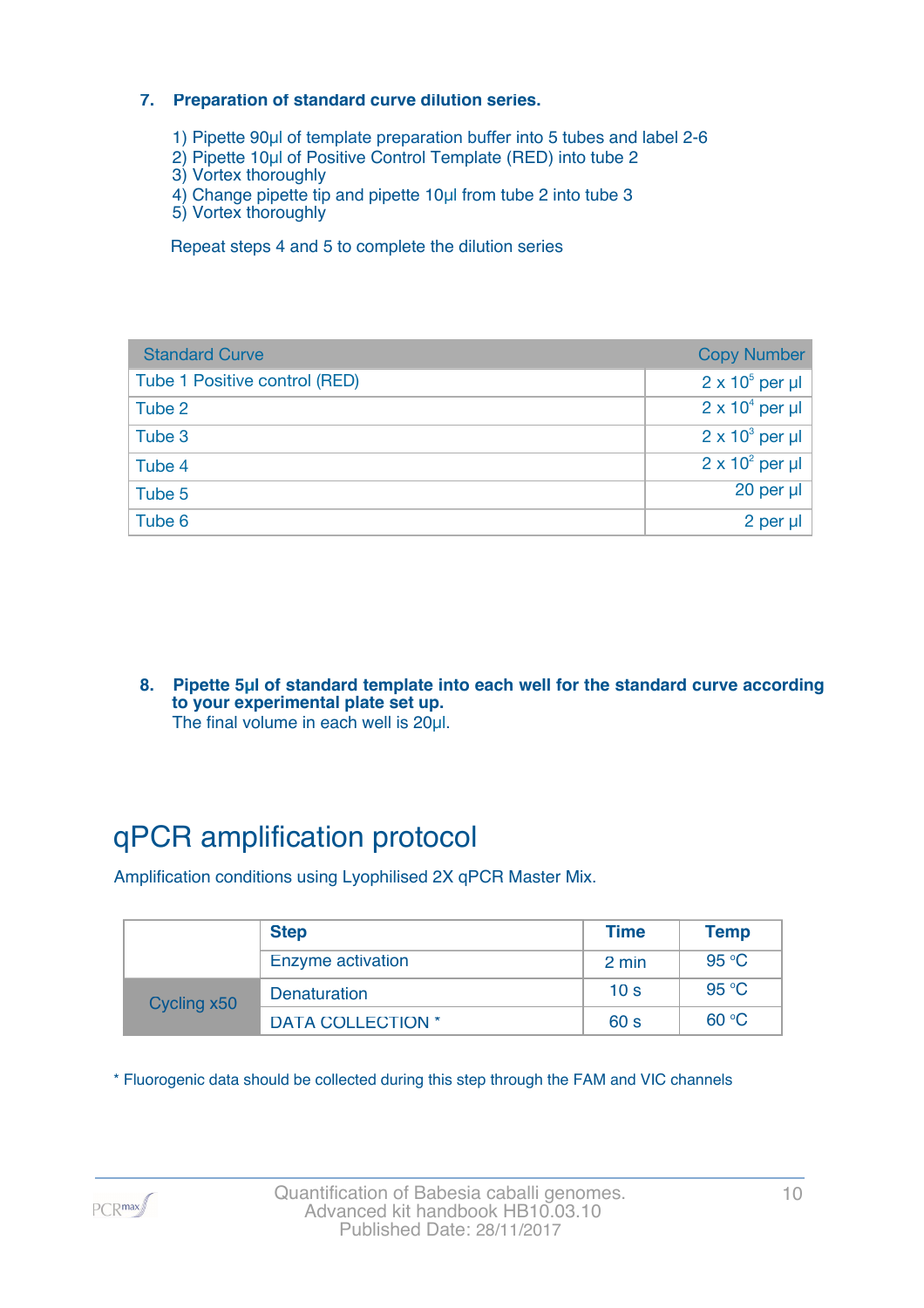### 7. Preparation of standard curve dilution series.

1) Pipette 90µl of template preparation buffer into 5 tubes and label 2-6
2) Pipette 10µl of Positive Control Template (RED) into tube 2
3) Vortex thoroughly
4) Change pipette tip and pipette 10µl from tube 2 into tube 3
5) Vortex thoroughly

Repeat steps 4 and 5 to complete the dilution series

| Standard Curve | Copy Number |
|---|---|
| Tube 1 Positive control (RED) | $2 \times 10^5$ per µl |
| Tube 2 | $2 \times 10^4$ per µl |
| Tube 3 | $2 \times 10^3$ per µl |
| Tube 4 | $2 \times 10^2$ per µl |
| Tube 5 | 20 per µl |
| Tube 6 | 2 per µl |

### 8. Pipette 5µl of standard template into each well for the standard curve according to your experimental plate set up.

The final volume in each well is 20µl.

# qPCR amplification protocol

Amplification conditions using Lyophilised 2X qPCR Master Mix.

| | Step | Time | Temp |
|---|---|---|---|
| | Enzyme activation | 2 min | 95 °C |
| Cycling x50 | Denaturation | 10 s | 95 °C |
| | DATA COLLECTION * | 60 s | 60 °C |

* Fluorogenic data should be collected during this step through the FAM and VIC channels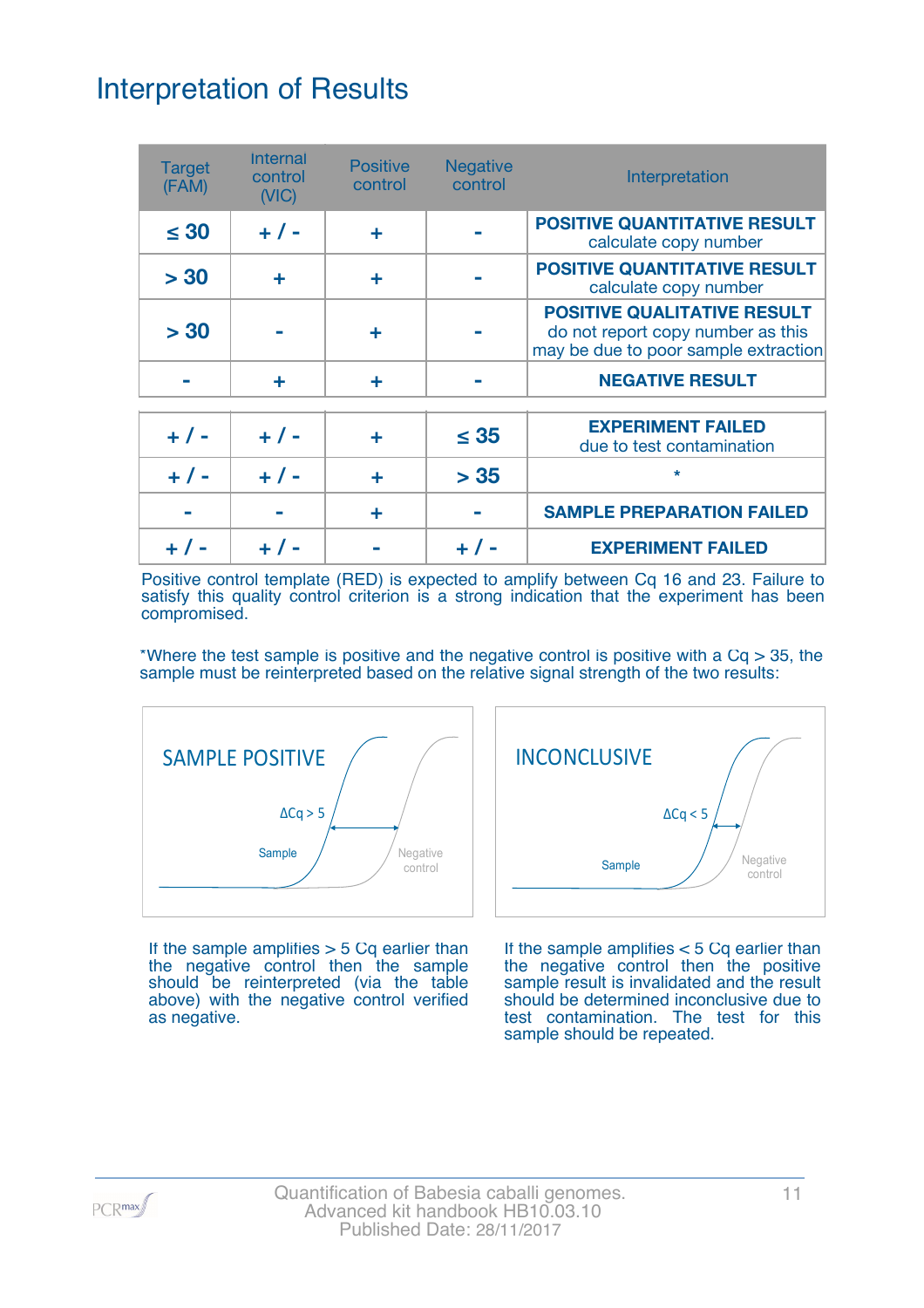# Interpretation of Results

| Target (FAM) | Internal control (VIC) | Positive control | Negative control | Interpretation |
|---|---|---|---|---|
| ≤ 30 | + / - | + | - | **POSITIVE QUANTITATIVE RESULT** calculate copy number |
| > 30 | + | + | - | **POSITIVE QUANTITATIVE RESULT** calculate copy number |
| > 30 | - | + | - | **POSITIVE QUALITATIVE RESULT** do not report copy number as this may be due to poor sample extraction |
| - | + | + | - | **NEGATIVE RESULT** |
| + / - | + / - | + | ≤ 35 | **EXPERIMENT FAILED** due to test contamination |
| + / - | + / - | + | > 35 | * |
| - | - | + | - | **SAMPLE PREPARATION FAILED** |
| + / - | + / - | - | + / - | **EXPERIMENT FAILED** |

Positive control template (RED) is expected to amplify between Cq 16 and 23. Failure to satisfy this quality control criterion is a strong indication that the experiment has been compromised.

*Where the test sample is positive and the negative control is positive with a Cq > 35, the sample must be reinterpreted based on the relative signal strength of the two results:

**SAMPLE POSITIVE** (Sample, Negative control, ΔCq > 5)

If the sample amplifies > 5 Cq earlier than the negative control then the sample should be reinterpreted (via the table above) with the negative control verified as negative.

**INCONCLUSIVE** (Sample, Negative control, ΔCq < 5)

If the sample amplifies < 5 Cq earlier than the negative control then the positive sample result is invalidated and the result should be determined inconclusive due to test contamination. The test for this sample should be repeated.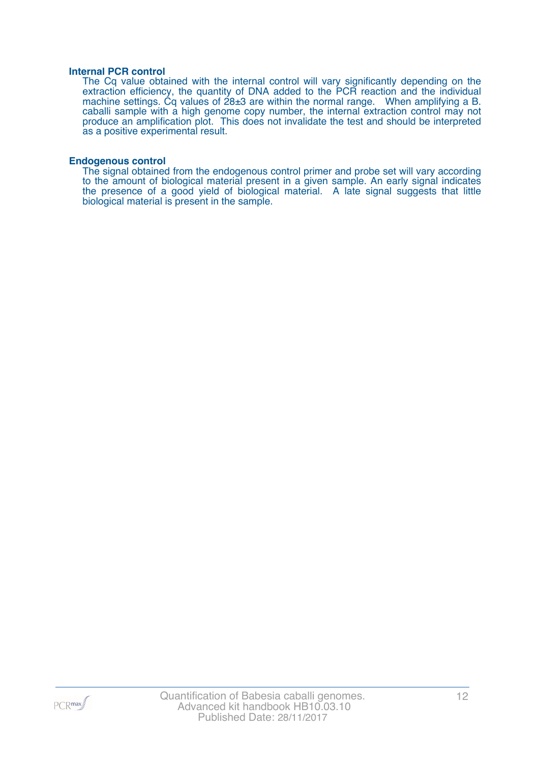**Internal PCR control**

The Cq value obtained with the internal control will vary significantly depending on the extraction efficiency, the quantity of DNA added to the PCR reaction and the individual machine settings. Cq values of 28±3 are within the normal range. When amplifying a B. caballi sample with a high genome copy number, the internal extraction control may not produce an amplification plot. This does not invalidate the test and should be interpreted as a positive experimental result.

**Endogenous control**

The signal obtained from the endogenous control primer and probe set will vary according to the amount of biological material present in a given sample. An early signal indicates the presence of a good yield of biological material. A late signal suggests that little biological material is present in the sample.